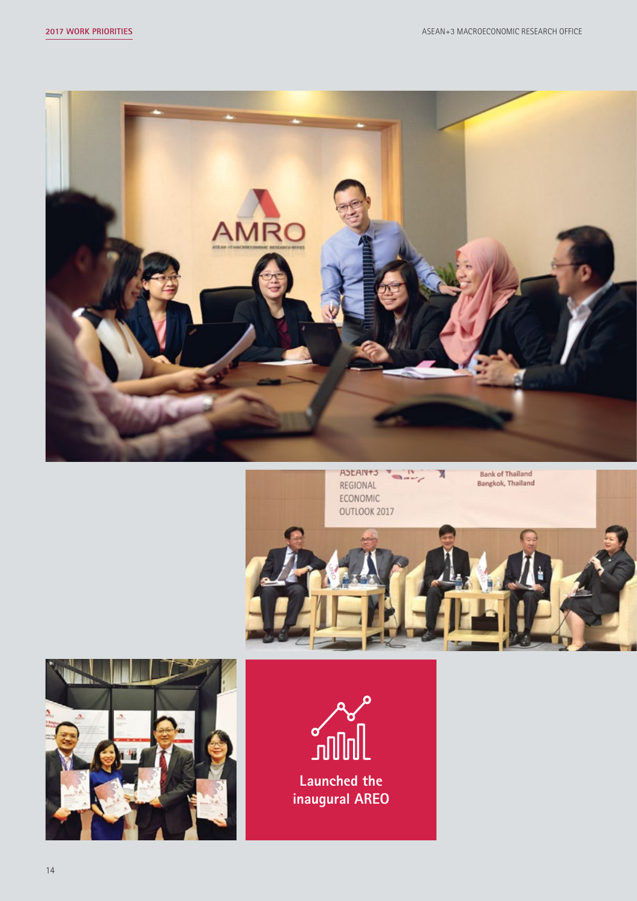Launched the inaugural AREO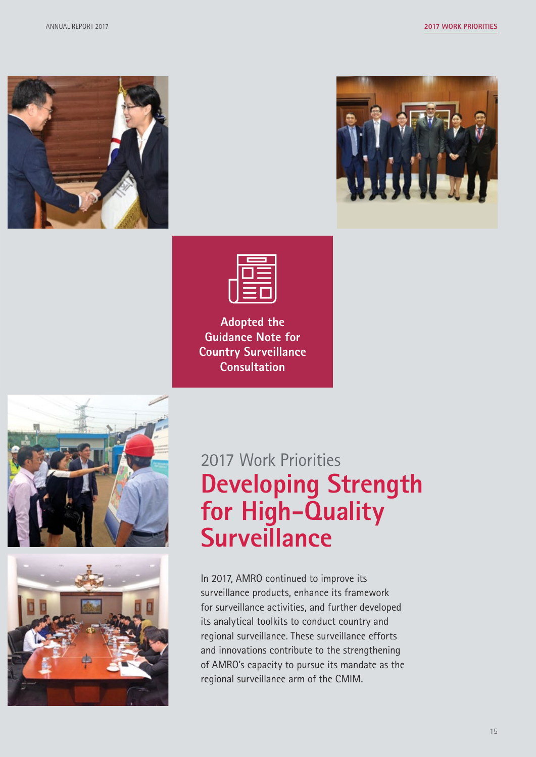**Adopted the Guidance Note for Country Surveillance Consultation**

2017 Work Priorities

# Developing Strength for High-Quality Surveillance

In 2017, AMRO continued to improve its surveillance products, enhance its framework for surveillance activities, and further developed its analytical toolkits to conduct country and regional surveillance. These surveillance efforts and innovations contribute to the strengthening of AMRO's capacity to pursue its mandate as the regional surveillance arm of the CMIM.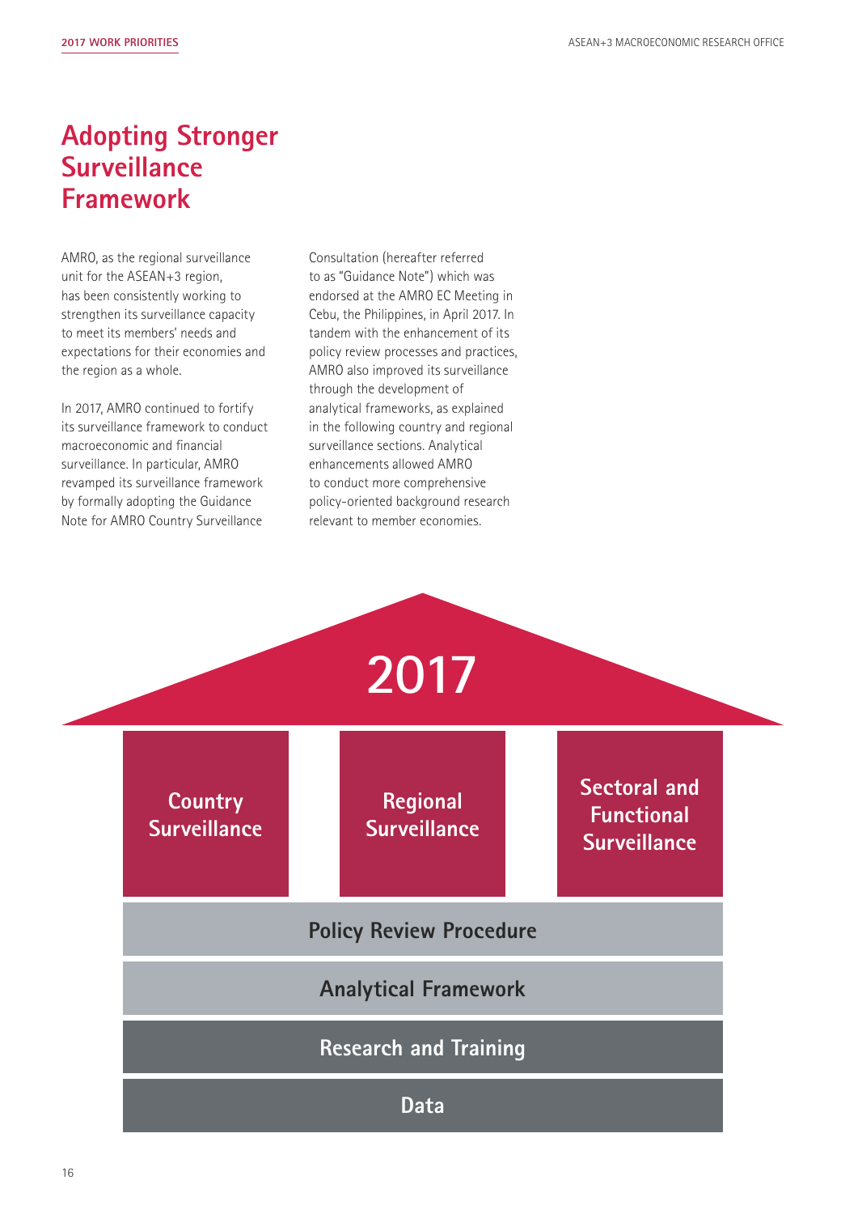# Adopting Stronger Surveillance Framework

AMRO, as the regional surveillance unit for the ASEAN+3 region, has been consistently working to strengthen its surveillance capacity to meet its members' needs and expectations for their economies and the region as a whole.

In 2017, AMRO continued to fortify its surveillance framework to conduct macroeconomic and financial surveillance. In particular, AMRO revamped its surveillance framework by formally adopting the Guidance Note for AMRO Country Surveillance Consultation (hereafter referred to as "Guidance Note") which was endorsed at the AMRO EC Meeting in Cebu, the Philippines, in April 2017. In tandem with the enhancement of its policy review processes and practices, AMRO also improved its surveillance through the development of analytical frameworks, as explained in the following country and regional surveillance sections. Analytical enhancements allowed AMRO to conduct more comprehensive policy-oriented background research relevant to member economies.

**2017**

| Country Surveillance | Regional Surveillance | Sectoral and Functional Surveillance |
|---|---|---|

**Policy Review Procedure**

**Analytical Framework**

**Research and Training**

**Data**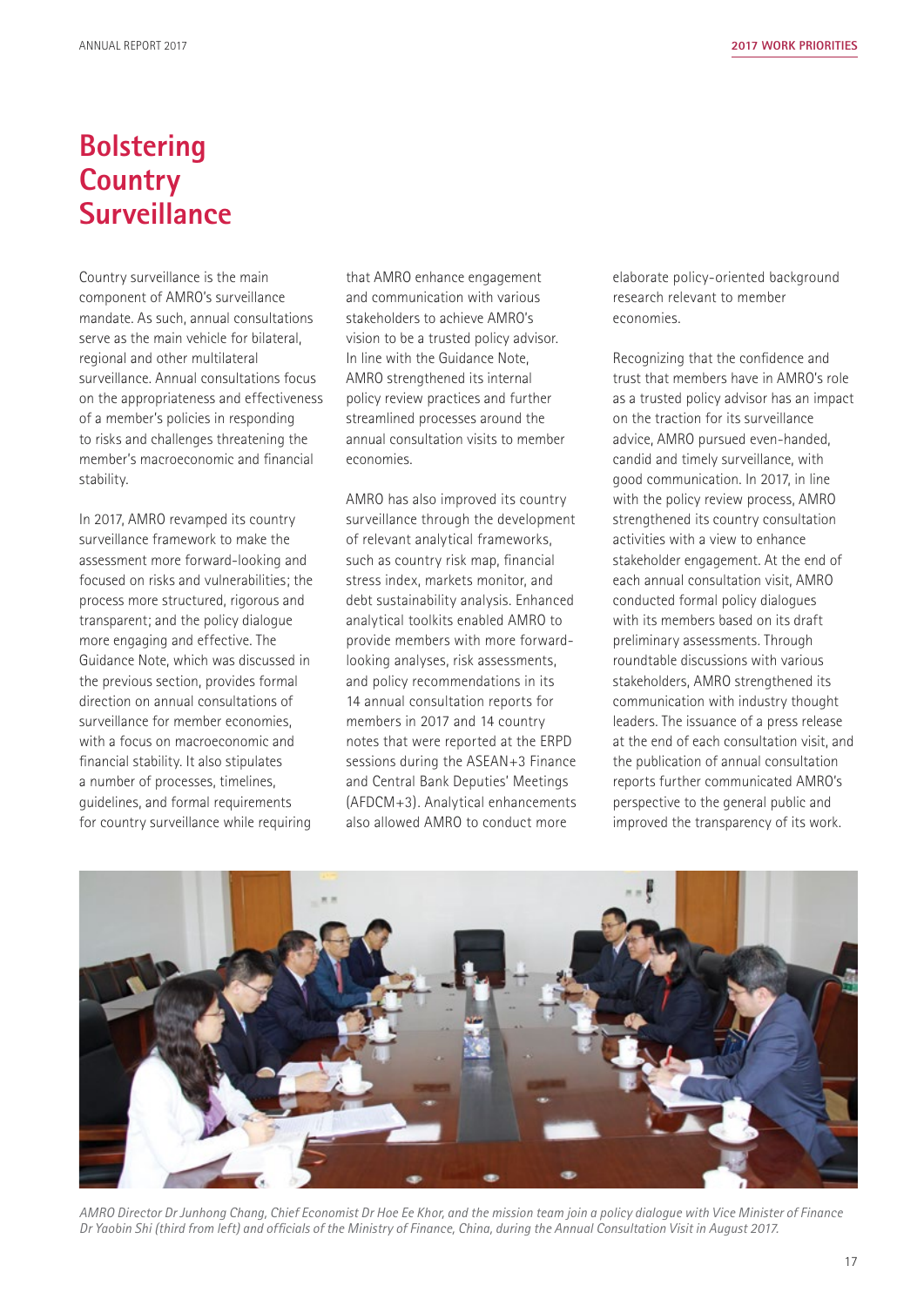# Bolstering Country Surveillance

Country surveillance is the main component of AMRO's surveillance mandate. As such, annual consultations serve as the main vehicle for bilateral, regional and other multilateral surveillance. Annual consultations focus on the appropriateness and effectiveness of a member's policies in responding to risks and challenges threatening the member's macroeconomic and financial stability.

In 2017, AMRO revamped its country surveillance framework to make the assessment more forward-looking and focused on risks and vulnerabilities; the process more structured, rigorous and transparent; and the policy dialogue more engaging and effective. The Guidance Note, which was discussed in the previous section, provides formal direction on annual consultations of surveillance for member economies, with a focus on macroeconomic and financial stability. It also stipulates a number of processes, timelines, guidelines, and formal requirements for country surveillance while requiring that AMRO enhance engagement and communication with various stakeholders to achieve AMRO's vision to be a trusted policy advisor. In line with the Guidance Note, AMRO strengthened its internal policy review practices and further streamlined processes around the annual consultation visits to member economies.

AMRO has also improved its country surveillance through the development of relevant analytical frameworks, such as country risk map, financial stress index, markets monitor, and debt sustainability analysis. Enhanced analytical toolkits enabled AMRO to provide members with more forward-looking analyses, risk assessments, and policy recommendations in its 14 annual consultation reports for members in 2017 and 14 country notes that were reported at the ERPD sessions during the ASEAN+3 Finance and Central Bank Deputies' Meetings (AFDCM+3). Analytical enhancements also allowed AMRO to conduct more elaborate policy-oriented background research relevant to member economies.

Recognizing that the confidence and trust that members have in AMRO's role as a trusted policy advisor has an impact on the traction for its surveillance advice, AMRO pursued even-handed, candid and timely surveillance, with good communication. In 2017, in line with the policy review process, AMRO strengthened its country consultation activities with a view to enhance stakeholder engagement. At the end of each annual consultation visit, AMRO conducted formal policy dialogues with its members based on its draft preliminary assessments. Through roundtable discussions with various stakeholders, AMRO strengthened its communication with industry thought leaders. The issuance of a press release at the end of each consultation visit, and the publication of annual consultation reports further communicated AMRO's perspective to the general public and improved the transparency of its work.

*AMRO Director Dr Junhong Chang, Chief Economist Dr Hoe Ee Khor, and the mission team join a policy dialogue with Vice Minister of Finance Dr Yaobin Shi (third from left) and officials of the Ministry of Finance, China, during the Annual Consultation Visit in August 2017.*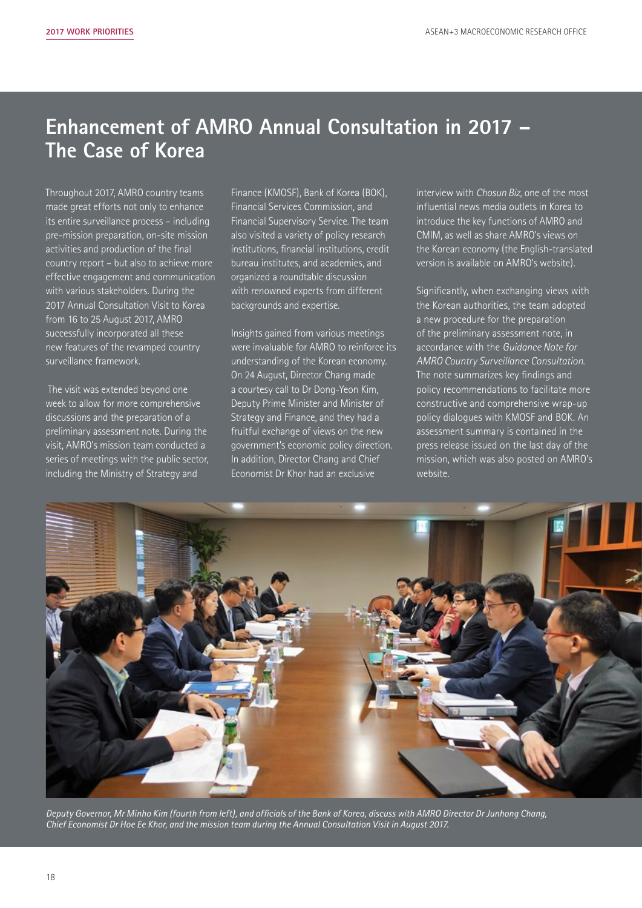# Enhancement of AMRO Annual Consultation in 2017 – The Case of Korea

Throughout 2017, AMRO country teams made great efforts not only to enhance its entire surveillance process – including pre-mission preparation, on-site mission activities and production of the final country report – but also to achieve more effective engagement and communication with various stakeholders. During the 2017 Annual Consultation Visit to Korea from 16 to 25 August 2017, AMRO successfully incorporated all these new features of the revamped country surveillance framework.

The visit was extended beyond one week to allow for more comprehensive discussions and the preparation of a preliminary assessment note. During the visit, AMRO's mission team conducted a series of meetings with the public sector, including the Ministry of Strategy and Finance (KMOSF), Bank of Korea (BOK), Financial Services Commission, and Financial Supervisory Service. The team also visited a variety of policy research institutions, financial institutions, credit bureau institutes, and academies, and organized a roundtable discussion with renowned experts from different backgrounds and expertise.

Insights gained from various meetings were invaluable for AMRO to reinforce its understanding of the Korean economy. On 24 August, Director Chang made a courtesy call to Dr Dong-Yeon Kim, Deputy Prime Minister and Minister of Strategy and Finance, and they had a fruitful exchange of views on the new government's economic policy direction. In addition, Director Chang and Chief Economist Dr Khor had an exclusive interview with *Chosun Biz*, one of the most influential news media outlets in Korea to introduce the key functions of AMRO and CMIM, as well as share AMRO's views on the Korean economy (the English-translated version is available on AMRO's website).

Significantly, when exchanging views with the Korean authorities, the team adopted a new procedure for the preparation of the preliminary assessment note, in accordance with the *Guidance Note for AMRO Country Surveillance Consultation*. The note summarizes key findings and policy recommendations to facilitate more constructive and comprehensive wrap-up policy dialogues with KMOSF and BOK. An assessment summary is contained in the press release issued on the last day of the mission, which was also posted on AMRO's website.

*Deputy Governor, Mr Minho Kim (fourth from left), and officials of the Bank of Korea, discuss with AMRO Director Dr Junhong Chang, Chief Economist Dr Hoe Ee Khor, and the mission team during the Annual Consultation Visit in August 2017.*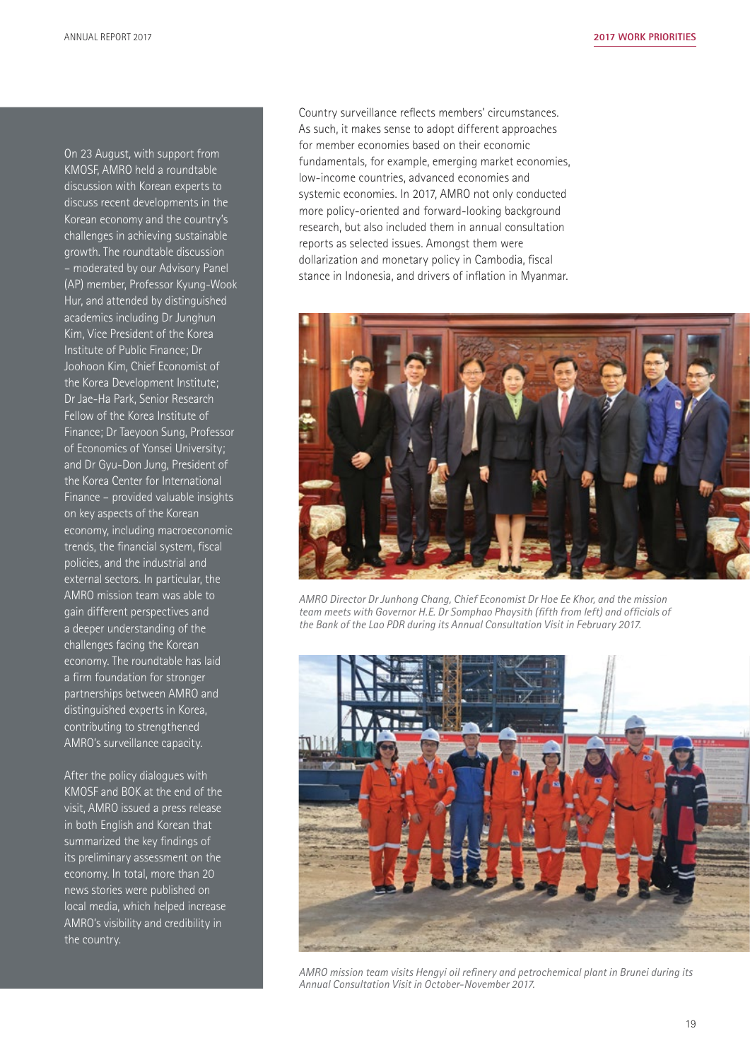On 23 August, with support from KMOSF, AMRO held a roundtable discussion with Korean experts to discuss recent developments in the Korean economy and the country's challenges in achieving sustainable growth. The roundtable discussion – moderated by our Advisory Panel (AP) member, Professor Kyung-Wook Hur, and attended by distinguished academics including Dr Junghun Kim, Vice President of the Korea Institute of Public Finance; Dr Joohoon Kim, Chief Economist of the Korea Development Institute; Dr Jae-Ha Park, Senior Research Fellow of the Korea Institute of Finance; Dr Taeyoon Sung, Professor of Economics of Yonsei University; and Dr Gyu-Don Jung, President of the Korea Center for International Finance – provided valuable insights on key aspects of the Korean economy, including macroeconomic trends, the financial system, fiscal policies, and the industrial and external sectors. In particular, the AMRO mission team was able to gain different perspectives and a deeper understanding of the challenges facing the Korean economy. The roundtable has laid a firm foundation for stronger partnerships between AMRO and distinguished experts in Korea, contributing to strengthened AMRO's surveillance capacity.

After the policy dialogues with KMOSF and BOK at the end of the visit, AMRO issued a press release in both English and Korean that summarized the key findings of its preliminary assessment on the economy. In total, more than 20 news stories were published on local media, which helped increase AMRO's visibility and credibility in the country.

Country surveillance reflects members' circumstances. As such, it makes sense to adopt different approaches for member economies based on their economic fundamentals, for example, emerging market economies, low-income countries, advanced economies and systemic economies. In 2017, AMRO not only conducted more policy-oriented and forward-looking background research, but also included them in annual consultation reports as selected issues. Amongst them were dollarization and monetary policy in Cambodia, fiscal stance in Indonesia, and drivers of inflation in Myanmar.

*AMRO Director Dr Junhong Chang, Chief Economist Dr Hoe Ee Khor, and the mission team meets with Governor H.E. Dr Somphao Phaysith (fifth from left) and officials of the Bank of the Lao PDR during its Annual Consultation Visit in February 2017.*

*AMRO mission team visits Hengyi oil refinery and petrochemical plant in Brunei during its Annual Consultation Visit in October-November 2017.*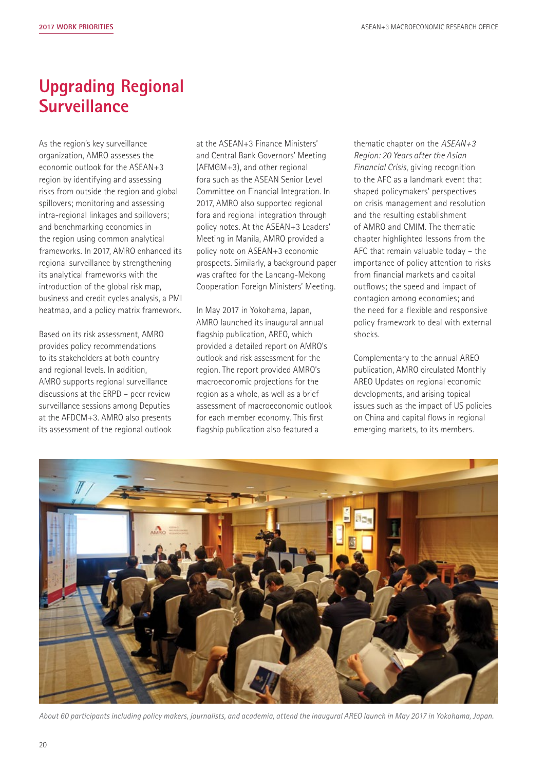# Upgrading Regional Surveillance

As the region's key surveillance organization, AMRO assesses the economic outlook for the ASEAN+3 region by identifying and assessing risks from outside the region and global spillovers; monitoring and assessing intra-regional linkages and spillovers; and benchmarking economies in the region using common analytical frameworks. In 2017, AMRO enhanced its regional surveillance by strengthening its analytical frameworks with the introduction of the global risk map, business and credit cycles analysis, a PMI heatmap, and a policy matrix framework.

Based on its risk assessment, AMRO provides policy recommendations to its stakeholders at both country and regional levels. In addition, AMRO supports regional surveillance discussions at the ERPD – peer review surveillance sessions among Deputies at the AFDCM+3. AMRO also presents its assessment of the regional outlook at the ASEAN+3 Finance Ministers' and Central Bank Governors' Meeting (AFMGM+3), and other regional fora such as the ASEAN Senior Level Committee on Financial Integration. In 2017, AMRO also supported regional fora and regional integration through policy notes. At the ASEAN+3 Leaders' Meeting in Manila, AMRO provided a policy note on ASEAN+3 economic prospects. Similarly, a background paper was crafted for the Lancang-Mekong Cooperation Foreign Ministers' Meeting.

In May 2017 in Yokohama, Japan, AMRO launched its inaugural annual flagship publication, AREO, which provided a detailed report on AMRO's outlook and risk assessment for the region. The report provided AMRO's macroeconomic projections for the region as a whole, as well as a brief assessment of macroeconomic outlook for each member economy. This first flagship publication also featured a thematic chapter on the *ASEAN+3 Region: 20 Years after the Asian Financial Crisis*, giving recognition to the AFC as a landmark event that shaped policymakers' perspectives on crisis management and resolution and the resulting establishment of AMRO and CMIM. The thematic chapter highlighted lessons from the AFC that remain valuable today – the importance of policy attention to risks from financial markets and capital outflows; the speed and impact of contagion among economies; and the need for a flexible and responsive policy framework to deal with external shocks.

Complementary to the annual AREO publication, AMRO circulated Monthly AREO Updates on regional economic developments, and arising topical issues such as the impact of US policies on China and capital flows in regional emerging markets, to its members.

*About 60 participants including policy makers, journalists, and academia, attend the inaugural AREO launch in May 2017 in Yokohama, Japan.*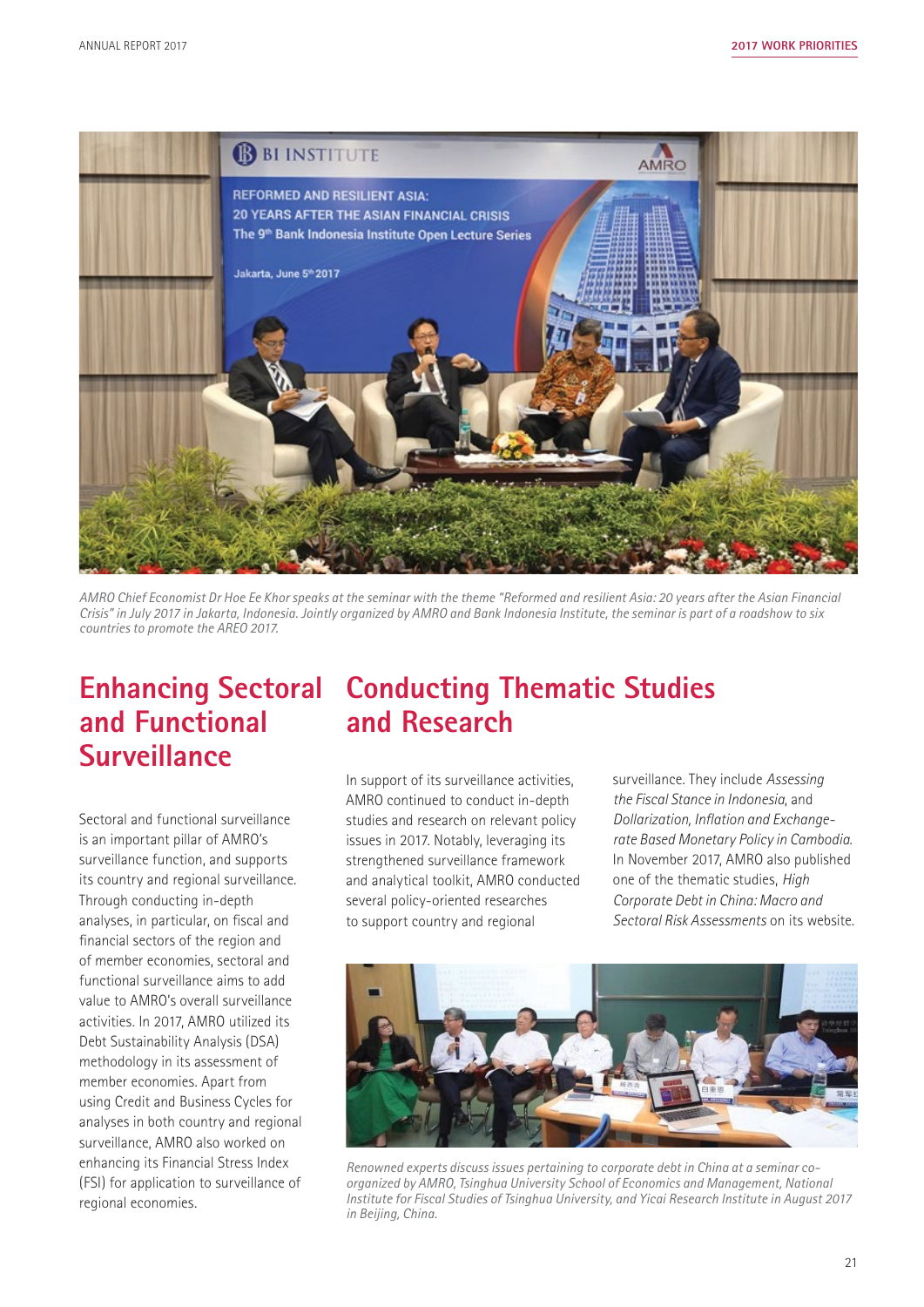AMRO Chief Economist Dr Hoe Ee Khor speaks at the seminar with the theme "Reformed and resilient Asia: 20 years after the Asian Financial Crisis" in July 2017 in Jakarta, Indonesia. Jointly organized by AMRO and Bank Indonesia Institute, the seminar is part of a roadshow to six countries to promote the AREO 2017.

## Enhancing Sectoral and Functional Surveillance

Sectoral and functional surveillance is an important pillar of AMRO's surveillance function, and supports its country and regional surveillance. Through conducting in-depth analyses, in particular, on fiscal and financial sectors of the region and of member economies, sectoral and functional surveillance aims to add value to AMRO's overall surveillance activities. In 2017, AMRO utilized its Debt Sustainability Analysis (DSA) methodology in its assessment of member economies. Apart from using Credit and Business Cycles for analyses in both country and regional surveillance, AMRO also worked on enhancing its Financial Stress Index (FSI) for application to surveillance of regional economies.

## Conducting Thematic Studies and Research

In support of its surveillance activities, AMRO continued to conduct in-depth studies and research on relevant policy issues in 2017. Notably, leveraging its strengthened surveillance framework and analytical toolkit, AMRO conducted several policy-oriented researches to support country and regional surveillance. They include *Assessing the Fiscal Stance in Indonesia*, and *Dollarization, Inflation and Exchange-rate Based Monetary Policy in Cambodia.* In November 2017, AMRO also published one of the thematic studies, *High Corporate Debt in China: Macro and Sectoral Risk Assessments* on its website.

Renowned experts discuss issues pertaining to corporate debt in China at a seminar co-organized by AMRO, Tsinghua University School of Economics and Management, National Institute for Fiscal Studies of Tsinghua University, and Yicai Research Institute in August 2017 in Beijing, China.